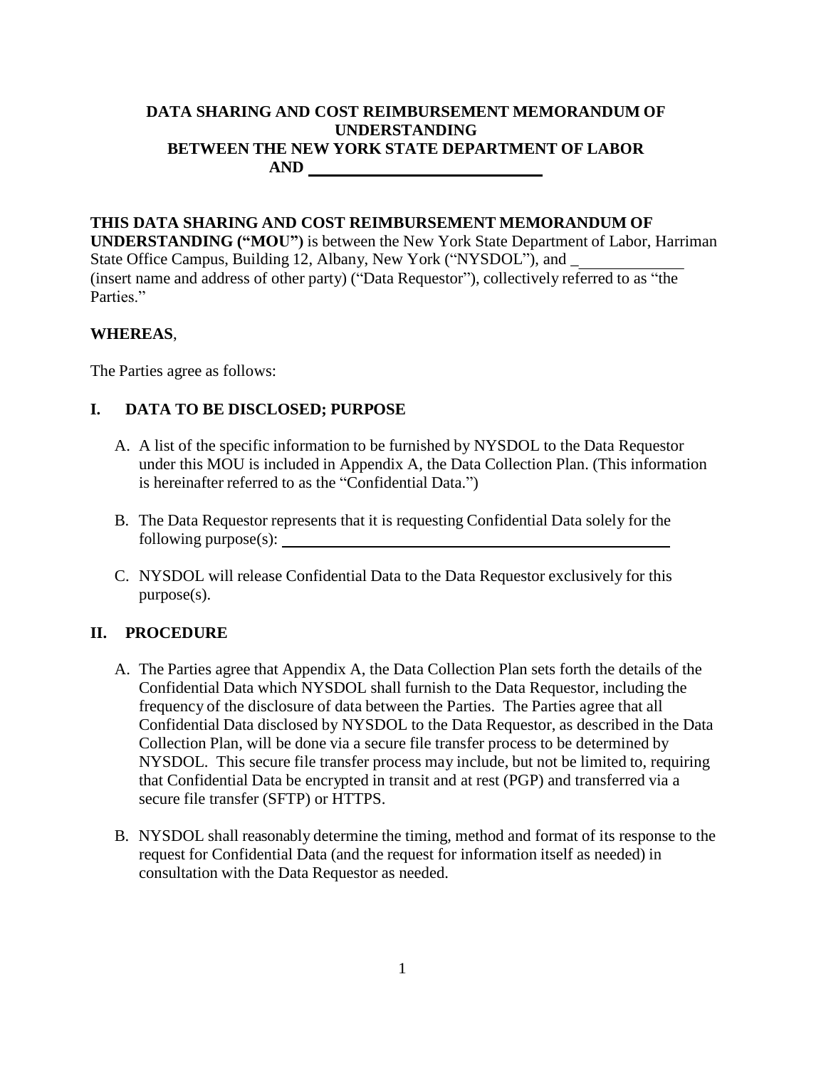**DATA SHARING AND COST REIMBURSEMENT MEMORANDUM OF UNDERSTANDING**
**BETWEEN THE NEW YORK STATE DEPARTMENT OF LABOR**
**AND ______________________________**

**THIS DATA SHARING AND COST REIMBURSEMENT MEMORANDUM OF UNDERSTANDING ("MOU")** is between the New York State Department of Labor, Harriman State Office Campus, Building 12, Albany, New York ("NYSDOL"), and ______________ (insert name and address of other party) ("Data Requestor"), collectively referred to as "the Parties."

**WHEREAS**,

The Parties agree as follows:

## I. DATA TO BE DISCLOSED; PURPOSE

A. A list of the specific information to be furnished by NYSDOL to the Data Requestor under this MOU is included in Appendix A, the Data Collection Plan. (This information is hereinafter referred to as the "Confidential Data.")

B. The Data Requestor represents that it is requesting Confidential Data solely for the following purpose(s): ______________________________________________

C. NYSDOL will release Confidential Data to the Data Requestor exclusively for this purpose(s).

## II. PROCEDURE

A. The Parties agree that Appendix A, the Data Collection Plan sets forth the details of the Confidential Data which NYSDOL shall furnish to the Data Requestor, including the frequency of the disclosure of data between the Parties. The Parties agree that all Confidential Data disclosed by NYSDOL to the Data Requestor, as described in the Data Collection Plan, will be done via a secure file transfer process to be determined by NYSDOL. This secure file transfer process may include, but not be limited to, requiring that Confidential Data be encrypted in transit and at rest (PGP) and transferred via a secure file transfer (SFTP) or HTTPS.

B. NYSDOL shall reasonably determine the timing, method and format of its response to the request for Confidential Data (and the request for information itself as needed) in consultation with the Data Requestor as needed.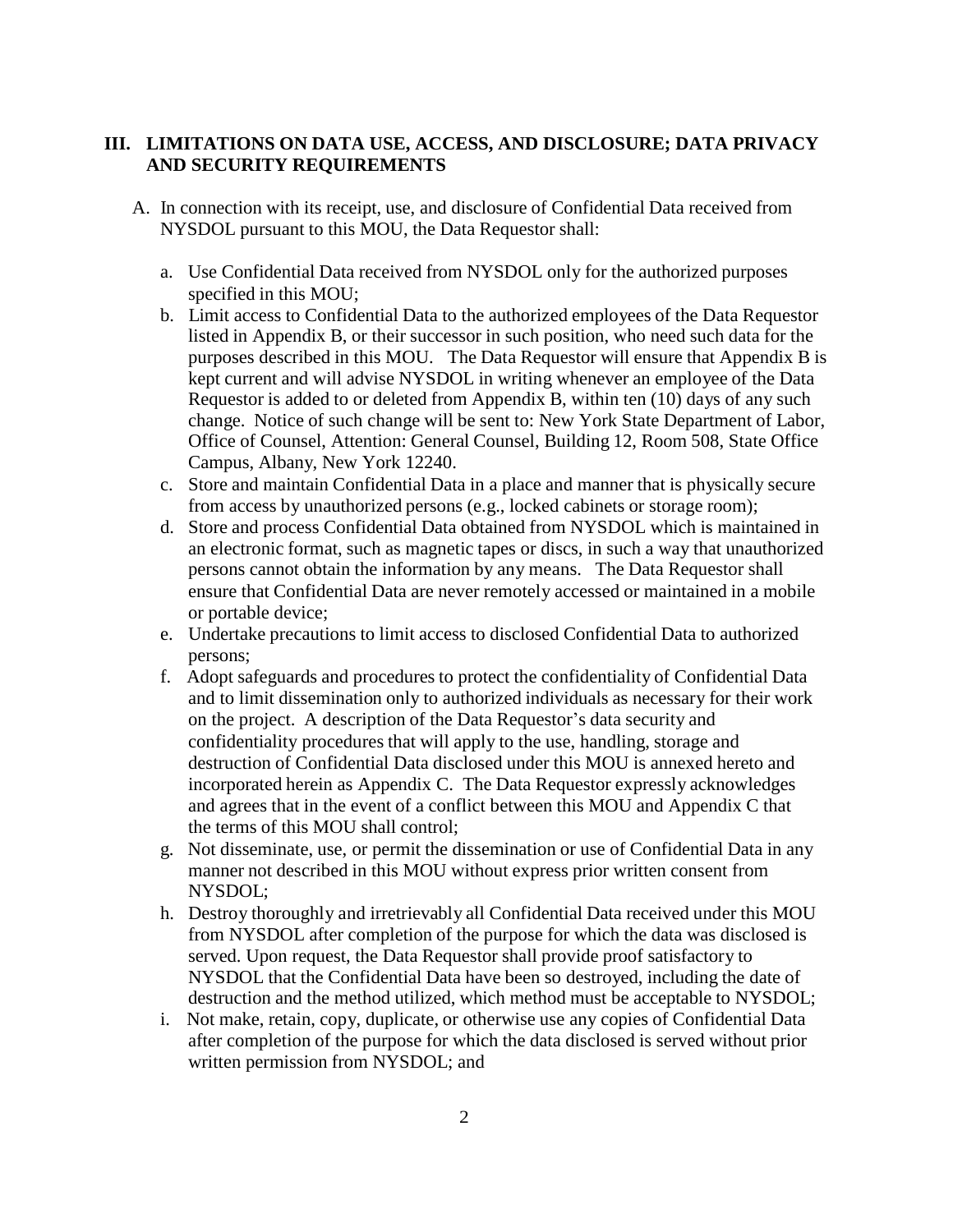## III. LIMITATIONS ON DATA USE, ACCESS, AND DISCLOSURE; DATA PRIVACY AND SECURITY REQUIREMENTS

A. In connection with its receipt, use, and disclosure of Confidential Data received from NYSDOL pursuant to this MOU, the Data Requestor shall:

   a. Use Confidential Data received from NYSDOL only for the authorized purposes specified in this MOU;
   b. Limit access to Confidential Data to the authorized employees of the Data Requestor listed in Appendix B, or their successor in such position, who need such data for the purposes described in this MOU. The Data Requestor will ensure that Appendix B is kept current and will advise NYSDOL in writing whenever an employee of the Data Requestor is added to or deleted from Appendix B, within ten (10) days of any such change. Notice of such change will be sent to: New York State Department of Labor, Office of Counsel, Attention: General Counsel, Building 12, Room 508, State Office Campus, Albany, New York 12240.
   c. Store and maintain Confidential Data in a place and manner that is physically secure from access by unauthorized persons (e.g., locked cabinets or storage room);
   d. Store and process Confidential Data obtained from NYSDOL which is maintained in an electronic format, such as magnetic tapes or discs, in such a way that unauthorized persons cannot obtain the information by any means. The Data Requestor shall ensure that Confidential Data are never remotely accessed or maintained in a mobile or portable device;
   e. Undertake precautions to limit access to disclosed Confidential Data to authorized persons;
   f. Adopt safeguards and procedures to protect the confidentiality of Confidential Data and to limit dissemination only to authorized individuals as necessary for their work on the project. A description of the Data Requestor's data security and confidentiality procedures that will apply to the use, handling, storage and destruction of Confidential Data disclosed under this MOU is annexed hereto and incorporated herein as Appendix C. The Data Requestor expressly acknowledges and agrees that in the event of a conflict between this MOU and Appendix C that the terms of this MOU shall control;
   g. Not disseminate, use, or permit the dissemination or use of Confidential Data in any manner not described in this MOU without express prior written consent from NYSDOL;
   h. Destroy thoroughly and irretrievably all Confidential Data received under this MOU from NYSDOL after completion of the purpose for which the data was disclosed is served. Upon request, the Data Requestor shall provide proof satisfactory to NYSDOL that the Confidential Data have been so destroyed, including the date of destruction and the method utilized, which method must be acceptable to NYSDOL;
   i. Not make, retain, copy, duplicate, or otherwise use any copies of Confidential Data after completion of the purpose for which the data disclosed is served without prior written permission from NYSDOL; and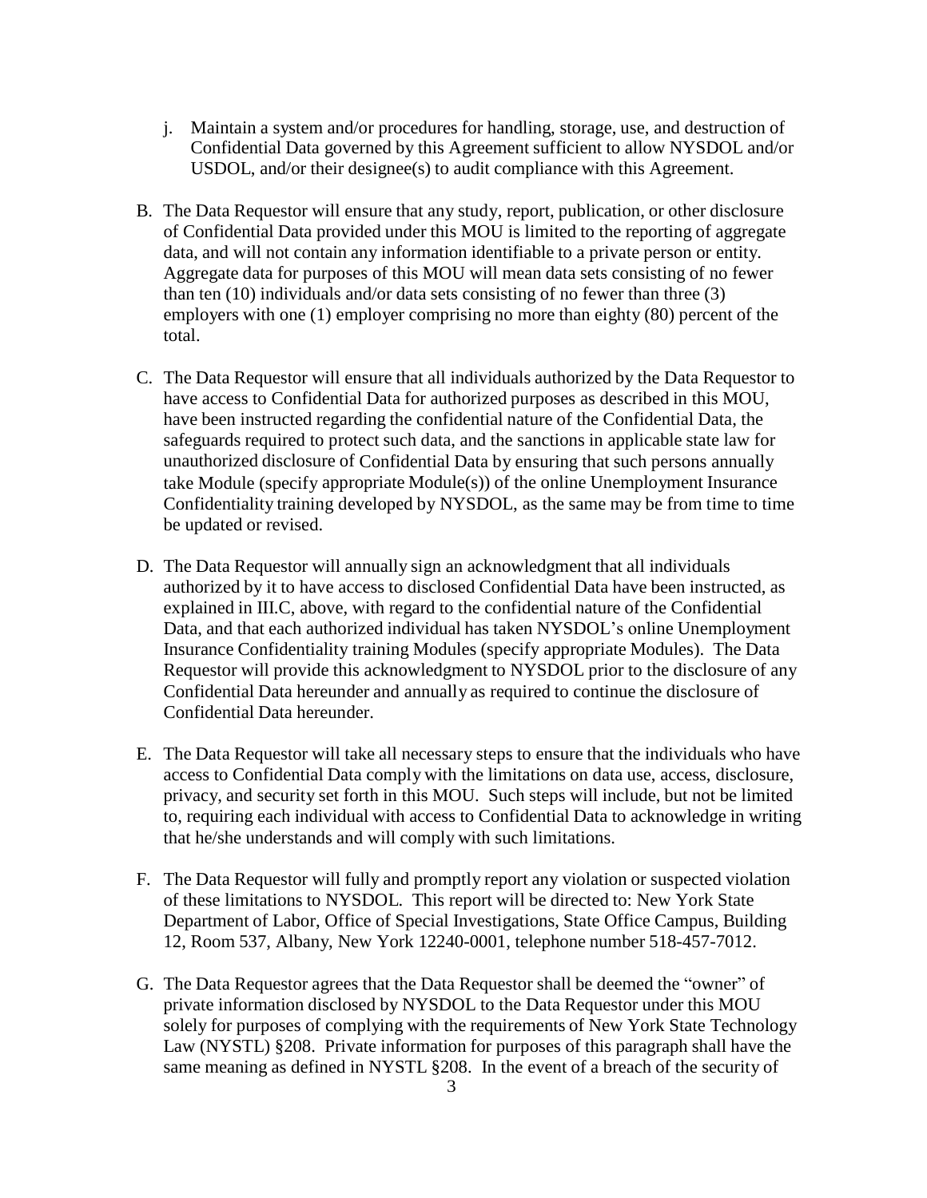j. Maintain a system and/or procedures for handling, storage, use, and destruction of Confidential Data governed by this Agreement sufficient to allow NYSDOL and/or USDOL, and/or their designee(s) to audit compliance with this Agreement.

B. The Data Requestor will ensure that any study, report, publication, or other disclosure of Confidential Data provided under this MOU is limited to the reporting of aggregate data, and will not contain any information identifiable to a private person or entity. Aggregate data for purposes of this MOU will mean data sets consisting of no fewer than ten (10) individuals and/or data sets consisting of no fewer than three (3) employers with one (1) employer comprising no more than eighty (80) percent of the total.

C. The Data Requestor will ensure that all individuals authorized by the Data Requestor to have access to Confidential Data for authorized purposes as described in this MOU, have been instructed regarding the confidential nature of the Confidential Data, the safeguards required to protect such data, and the sanctions in applicable state law for unauthorized disclosure of Confidential Data by ensuring that such persons annually take Module (specify appropriate Module(s)) of the online Unemployment Insurance Confidentiality training developed by NYSDOL, as the same may be from time to time be updated or revised.

D. The Data Requestor will annually sign an acknowledgment that all individuals authorized by it to have access to disclosed Confidential Data have been instructed, as explained in III.C, above, with regard to the confidential nature of the Confidential Data, and that each authorized individual has taken NYSDOL's online Unemployment Insurance Confidentiality training Modules (specify appropriate Modules). The Data Requestor will provide this acknowledgment to NYSDOL prior to the disclosure of any Confidential Data hereunder and annually as required to continue the disclosure of Confidential Data hereunder.

E. The Data Requestor will take all necessary steps to ensure that the individuals who have access to Confidential Data comply with the limitations on data use, access, disclosure, privacy, and security set forth in this MOU. Such steps will include, but not be limited to, requiring each individual with access to Confidential Data to acknowledge in writing that he/she understands and will comply with such limitations.

F. The Data Requestor will fully and promptly report any violation or suspected violation of these limitations to NYSDOL. This report will be directed to: New York State Department of Labor, Office of Special Investigations, State Office Campus, Building 12, Room 537, Albany, New York 12240-0001, telephone number 518-457-7012.

G. The Data Requestor agrees that the Data Requestor shall be deemed the "owner" of private information disclosed by NYSDOL to the Data Requestor under this MOU solely for purposes of complying with the requirements of New York State Technology Law (NYSTL) §208. Private information for purposes of this paragraph shall have the same meaning as defined in NYSTL §208. In the event of a breach of the security of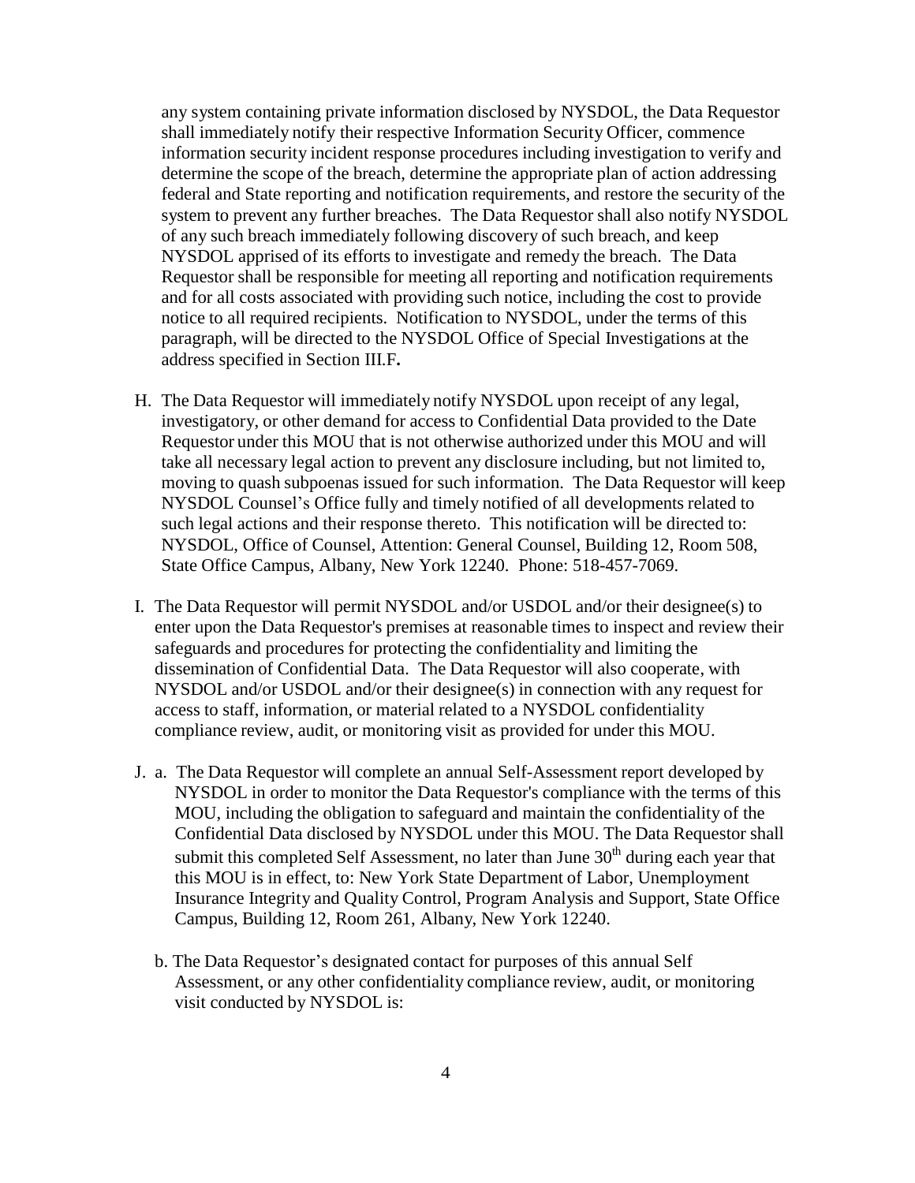any system containing private information disclosed by NYSDOL, the Data Requestor shall immediately notify their respective Information Security Officer, commence information security incident response procedures including investigation to verify and determine the scope of the breach, determine the appropriate plan of action addressing federal and State reporting and notification requirements, and restore the security of the system to prevent any further breaches. The Data Requestor shall also notify NYSDOL of any such breach immediately following discovery of such breach, and keep NYSDOL apprised of its efforts to investigate and remedy the breach. The Data Requestor shall be responsible for meeting all reporting and notification requirements and for all costs associated with providing such notice, including the cost to provide notice to all required recipients. Notification to NYSDOL, under the terms of this paragraph, will be directed to the NYSDOL Office of Special Investigations at the address specified in Section III.F**.**

H. The Data Requestor will immediately notify NYSDOL upon receipt of any legal, investigatory, or other demand for access to Confidential Data provided to the Date Requestor under this MOU that is not otherwise authorized under this MOU and will take all necessary legal action to prevent any disclosure including, but not limited to, moving to quash subpoenas issued for such information. The Data Requestor will keep NYSDOL Counsel's Office fully and timely notified of all developments related to such legal actions and their response thereto. This notification will be directed to: NYSDOL, Office of Counsel, Attention: General Counsel, Building 12, Room 508, State Office Campus, Albany, New York 12240. Phone: 518-457-7069.

I. The Data Requestor will permit NYSDOL and/or USDOL and/or their designee(s) to enter upon the Data Requestor's premises at reasonable times to inspect and review their safeguards and procedures for protecting the confidentiality and limiting the dissemination of Confidential Data. The Data Requestor will also cooperate, with NYSDOL and/or USDOL and/or their designee(s) in connection with any request for access to staff, information, or material related to a NYSDOL confidentiality compliance review, audit, or monitoring visit as provided for under this MOU.

J. a. The Data Requestor will complete an annual Self-Assessment report developed by NYSDOL in order to monitor the Data Requestor's compliance with the terms of this MOU, including the obligation to safeguard and maintain the confidentiality of the Confidential Data disclosed by NYSDOL under this MOU. The Data Requestor shall submit this completed Self Assessment, no later than June 30th during each year that this MOU is in effect, to: New York State Department of Labor, Unemployment Insurance Integrity and Quality Control, Program Analysis and Support, State Office Campus, Building 12, Room 261, Albany, New York 12240.

   b. The Data Requestor's designated contact for purposes of this annual Self Assessment, or any other confidentiality compliance review, audit, or monitoring visit conducted by NYSDOL is: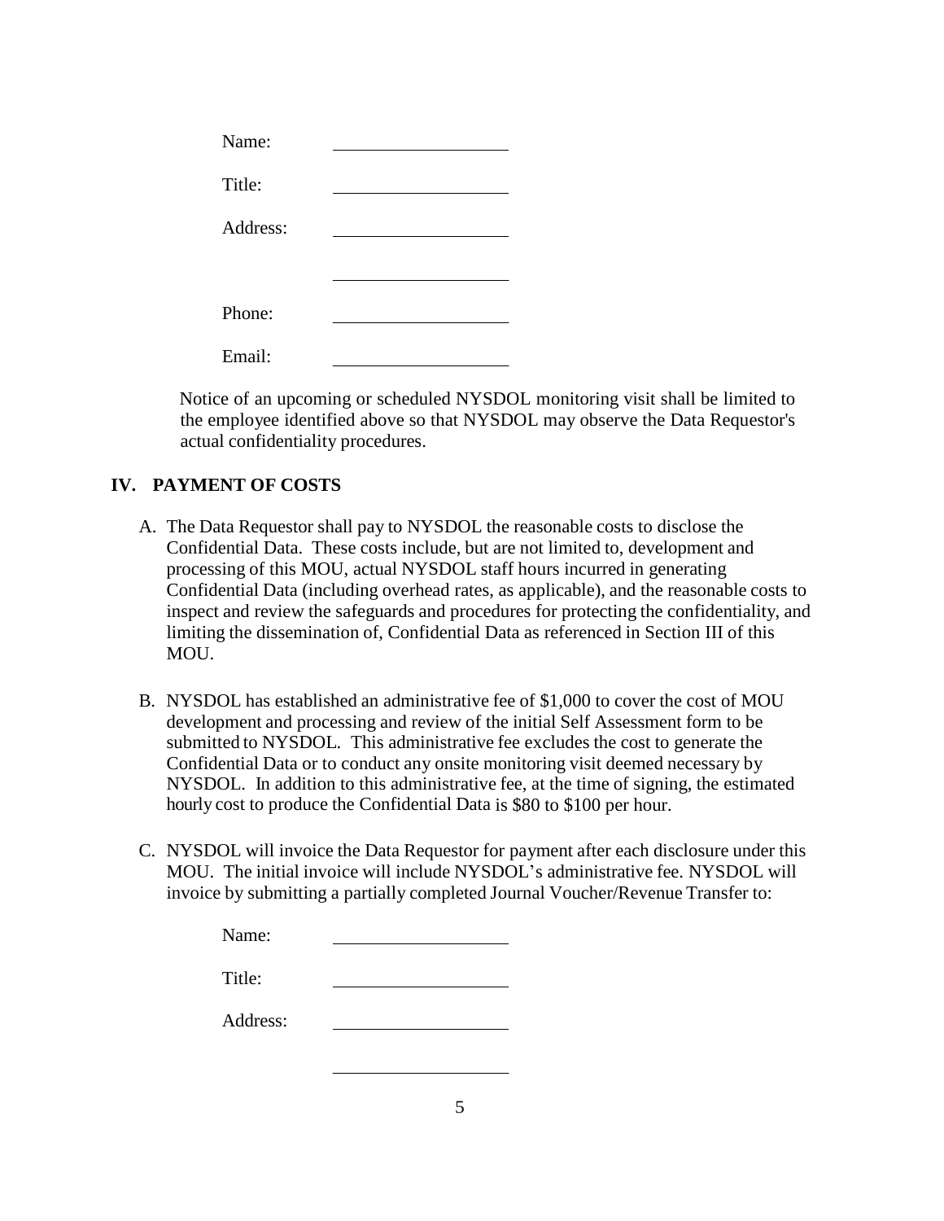Name: \_\_\_\_\_\_\_\_\_\_\_\_\_\_\_\_\_\_\_\_

Title: \_\_\_\_\_\_\_\_\_\_\_\_\_\_\_\_\_\_\_\_

Address: \_\_\_\_\_\_\_\_\_\_\_\_\_\_\_\_\_\_\_\_

\_\_\_\_\_\_\_\_\_\_\_\_\_\_\_\_\_\_\_\_

Phone: \_\_\_\_\_\_\_\_\_\_\_\_\_\_\_\_\_\_\_\_

Email: \_\_\_\_\_\_\_\_\_\_\_\_\_\_\_\_\_\_\_\_

Notice of an upcoming or scheduled NYSDOL monitoring visit shall be limited to the employee identified above so that NYSDOL may observe the Data Requestor's actual confidentiality procedures.

## IV. PAYMENT OF COSTS

A. The Data Requestor shall pay to NYSDOL the reasonable costs to disclose the Confidential Data. These costs include, but are not limited to, development and processing of this MOU, actual NYSDOL staff hours incurred in generating Confidential Data (including overhead rates, as applicable), and the reasonable costs to inspect and review the safeguards and procedures for protecting the confidentiality, and limiting the dissemination of, Confidential Data as referenced in Section III of this MOU.

B. NYSDOL has established an administrative fee of $1,000 to cover the cost of MOU development and processing and review of the initial Self Assessment form to be submitted to NYSDOL. This administrative fee excludes the cost to generate the Confidential Data or to conduct any onsite monitoring visit deemed necessary by NYSDOL. In addition to this administrative fee, at the time of signing, the estimated hourly cost to produce the Confidential Data is $80 to $100 per hour.

C. NYSDOL will invoice the Data Requestor for payment after each disclosure under this MOU. The initial invoice will include NYSDOL's administrative fee. NYSDOL will invoice by submitting a partially completed Journal Voucher/Revenue Transfer to:

Name: \_\_\_\_\_\_\_\_\_\_\_\_\_\_\_\_\_\_\_\_

Title: \_\_\_\_\_\_\_\_\_\_\_\_\_\_\_\_\_\_\_\_

Address: \_\_\_\_\_\_\_\_\_\_\_\_\_\_\_\_\_\_\_\_

\_\_\_\_\_\_\_\_\_\_\_\_\_\_\_\_\_\_\_\_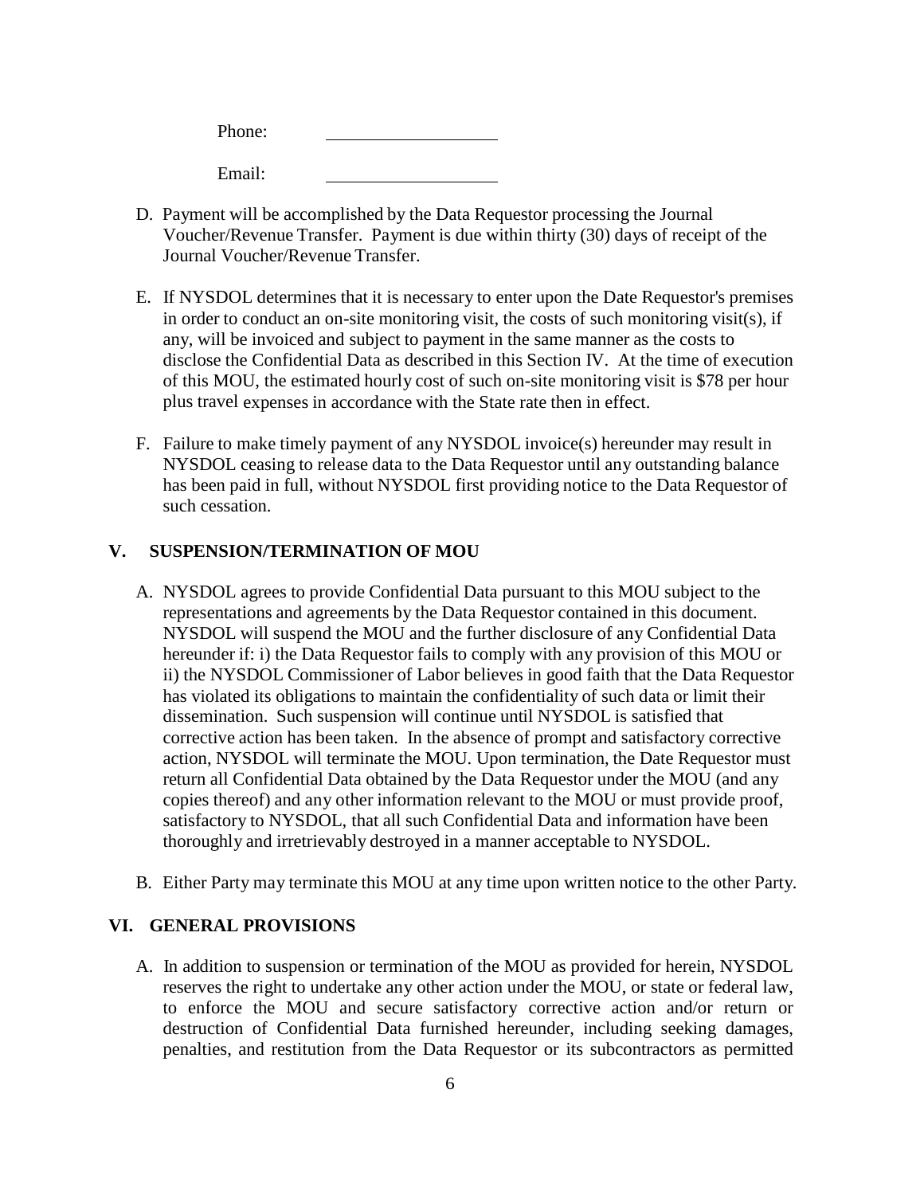Phone: ____________________

Email: ____________________

D. Payment will be accomplished by the Data Requestor processing the Journal Voucher/Revenue Transfer. Payment is due within thirty (30) days of receipt of the Journal Voucher/Revenue Transfer.

E. If NYSDOL determines that it is necessary to enter upon the Date Requestor's premises in order to conduct an on-site monitoring visit, the costs of such monitoring visit(s), if any, will be invoiced and subject to payment in the same manner as the costs to disclose the Confidential Data as described in this Section IV. At the time of execution of this MOU, the estimated hourly cost of such on-site monitoring visit is $78 per hour plus travel expenses in accordance with the State rate then in effect.

F. Failure to make timely payment of any NYSDOL invoice(s) hereunder may result in NYSDOL ceasing to release data to the Data Requestor until any outstanding balance has been paid in full, without NYSDOL first providing notice to the Data Requestor of such cessation.

## V. SUSPENSION/TERMINATION OF MOU

A. NYSDOL agrees to provide Confidential Data pursuant to this MOU subject to the representations and agreements by the Data Requestor contained in this document. NYSDOL will suspend the MOU and the further disclosure of any Confidential Data hereunder if: i) the Data Requestor fails to comply with any provision of this MOU or ii) the NYSDOL Commissioner of Labor believes in good faith that the Data Requestor has violated its obligations to maintain the confidentiality of such data or limit their dissemination. Such suspension will continue until NYSDOL is satisfied that corrective action has been taken. In the absence of prompt and satisfactory corrective action, NYSDOL will terminate the MOU. Upon termination, the Date Requestor must return all Confidential Data obtained by the Data Requestor under the MOU (and any copies thereof) and any other information relevant to the MOU or must provide proof, satisfactory to NYSDOL, that all such Confidential Data and information have been thoroughly and irretrievably destroyed in a manner acceptable to NYSDOL.

B. Either Party may terminate this MOU at any time upon written notice to the other Party.

## VI. GENERAL PROVISIONS

A. In addition to suspension or termination of the MOU as provided for herein, NYSDOL reserves the right to undertake any other action under the MOU, or state or federal law, to enforce the MOU and secure satisfactory corrective action and/or return or destruction of Confidential Data furnished hereunder, including seeking damages, penalties, and restitution from the Data Requestor or its subcontractors as permitted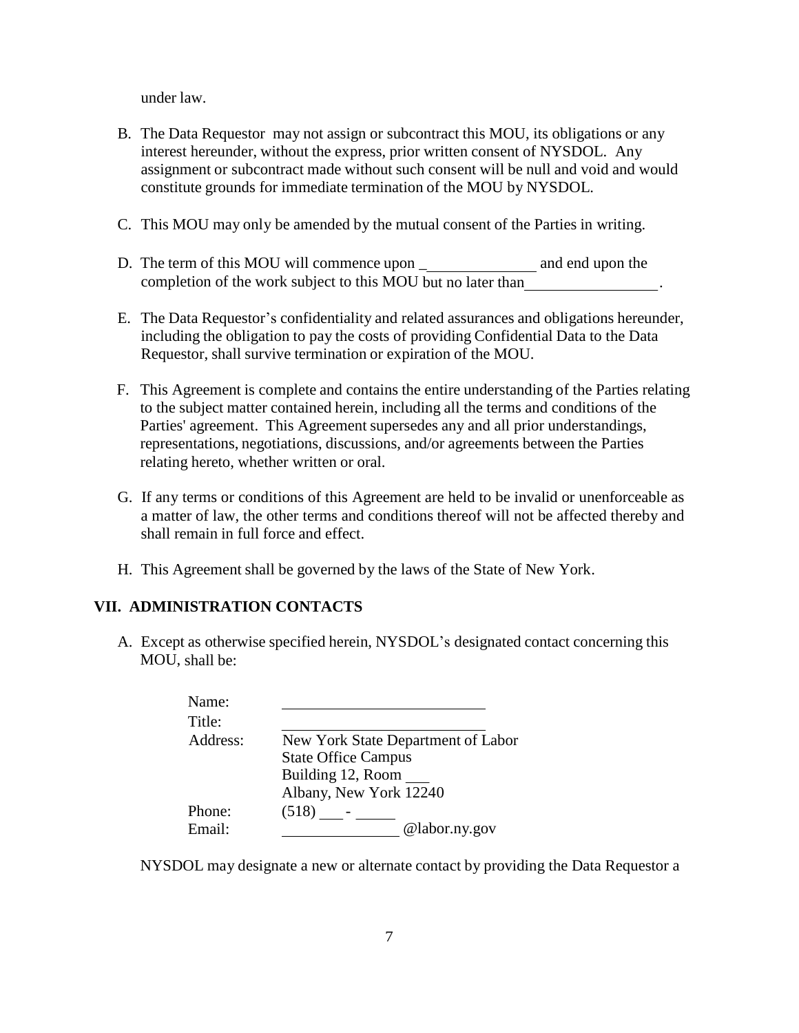under law.

B. The Data Requestor may not assign or subcontract this MOU, its obligations or any interest hereunder, without the express, prior written consent of NYSDOL. Any assignment or subcontract made without such consent will be null and void and would constitute grounds for immediate termination of the MOU by NYSDOL.

C. This MOU may only be amended by the mutual consent of the Parties in writing.

D. The term of this MOU will commence upon _______________ and end upon the completion of the work subject to this MOU but no later than_________________.

E. The Data Requestor's confidentiality and related assurances and obligations hereunder, including the obligation to pay the costs of providing Confidential Data to the Data Requestor, shall survive termination or expiration of the MOU.

F. This Agreement is complete and contains the entire understanding of the Parties relating to the subject matter contained herein, including all the terms and conditions of the Parties' agreement. This Agreement supersedes any and all prior understandings, representations, negotiations, discussions, and/or agreements between the Parties relating hereto, whether written or oral.

G. If any terms or conditions of this Agreement are held to be invalid or unenforceable as a matter of law, the other terms and conditions thereof will not be affected thereby and shall remain in full force and effect.

H. This Agreement shall be governed by the laws of the State of New York.

## VII. ADMINISTRATION CONTACTS

A. Except as otherwise specified herein, NYSDOL's designated contact concerning this MOU, shall be:

Name: ___________________________
Title: ___________________________
Address: New York State Department of Labor
State Office Campus
Building 12, Room ___
Albany, New York 12240
Phone: (518) ___ - _____
Email: _______________ @labor.ny.gov

NYSDOL may designate a new or alternate contact by providing the Data Requestor a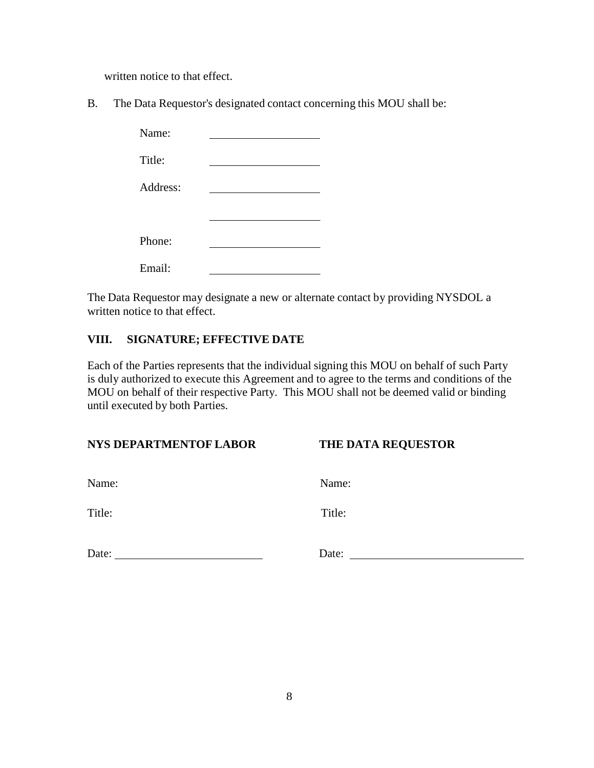written notice to that effect.

B. The Data Requestor's designated contact concerning this MOU shall be:

Name: ____________________

Title: ____________________

Address: ____________________

____________________

Phone: ____________________

Email: ____________________

The Data Requestor may designate a new or alternate contact by providing NYSDOL a written notice to that effect.

## VIII. SIGNATURE; EFFECTIVE DATE

Each of the Parties represents that the individual signing this MOU on behalf of such Party is duly authorized to execute this Agreement and to agree to the terms and conditions of the MOU on behalf of their respective Party. This MOU shall not be deemed valid or binding until executed by both Parties.

| **NYS DEPARTMENTOF LABOR** | **THE DATA REQUESTOR** |
| --- | --- |
| Name: | Name: |
| Title: | Title: |
| Date: ____________________ | Date: ____________________ |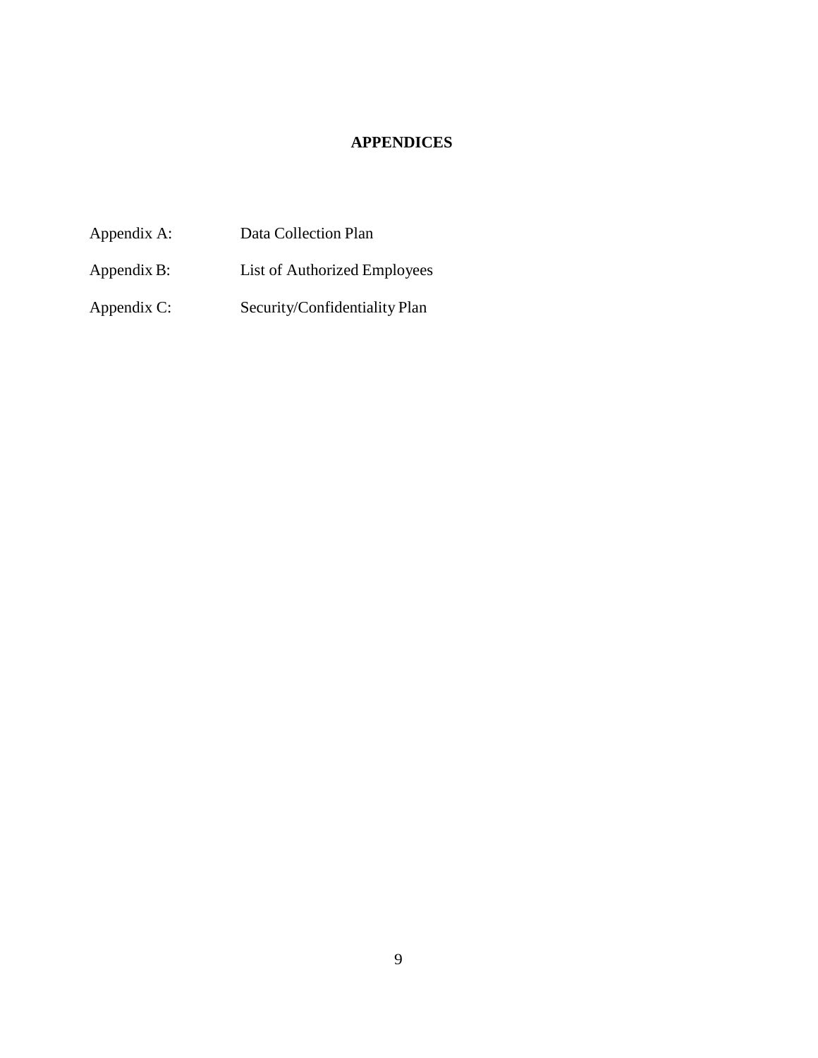# APPENDICES

| | |
|---|---|
| Appendix A: | Data Collection Plan |
| Appendix B: | List of Authorized Employees |
| Appendix C: | Security/Confidentiality Plan |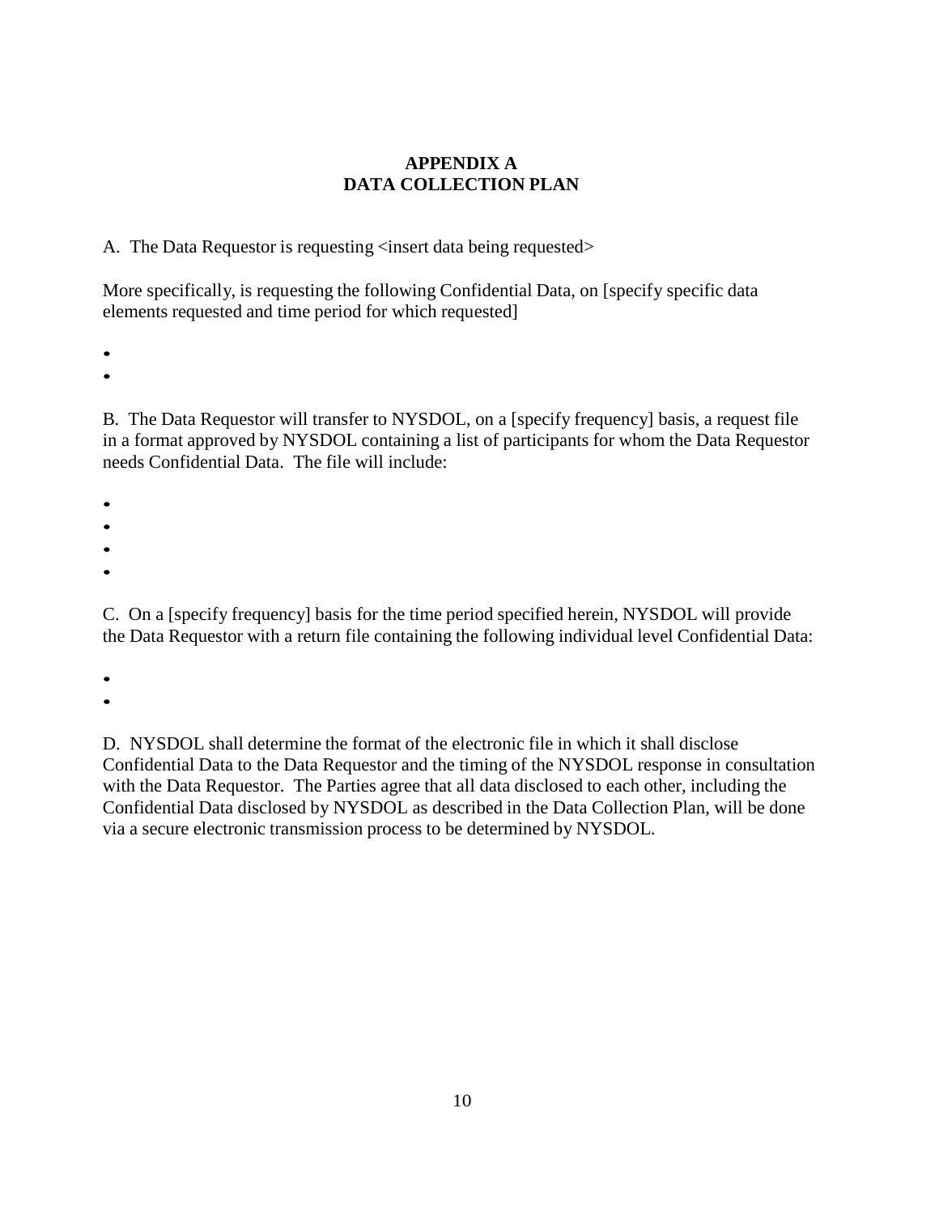# APPENDIX A
# DATA COLLECTION PLAN

A. The Data Requestor is requesting <insert data being requested>

More specifically, is requesting the following Confidential Data, on [specify specific data elements requested and time period for which requested]

- 
- 

B. The Data Requestor will transfer to NYSDOL, on a [specify frequency] basis, a request file in a format approved by NYSDOL containing a list of participants for whom the Data Requestor needs Confidential Data. The file will include:

- 
- 
- 
- 

C. On a [specify frequency] basis for the time period specified herein, NYSDOL will provide the Data Requestor with a return file containing the following individual level Confidential Data:

- 
- 

D. NYSDOL shall determine the format of the electronic file in which it shall disclose Confidential Data to the Data Requestor and the timing of the NYSDOL response in consultation with the Data Requestor. The Parties agree that all data disclosed to each other, including the Confidential Data disclosed by NYSDOL as described in the Data Collection Plan, will be done via a secure electronic transmission process to be determined by NYSDOL.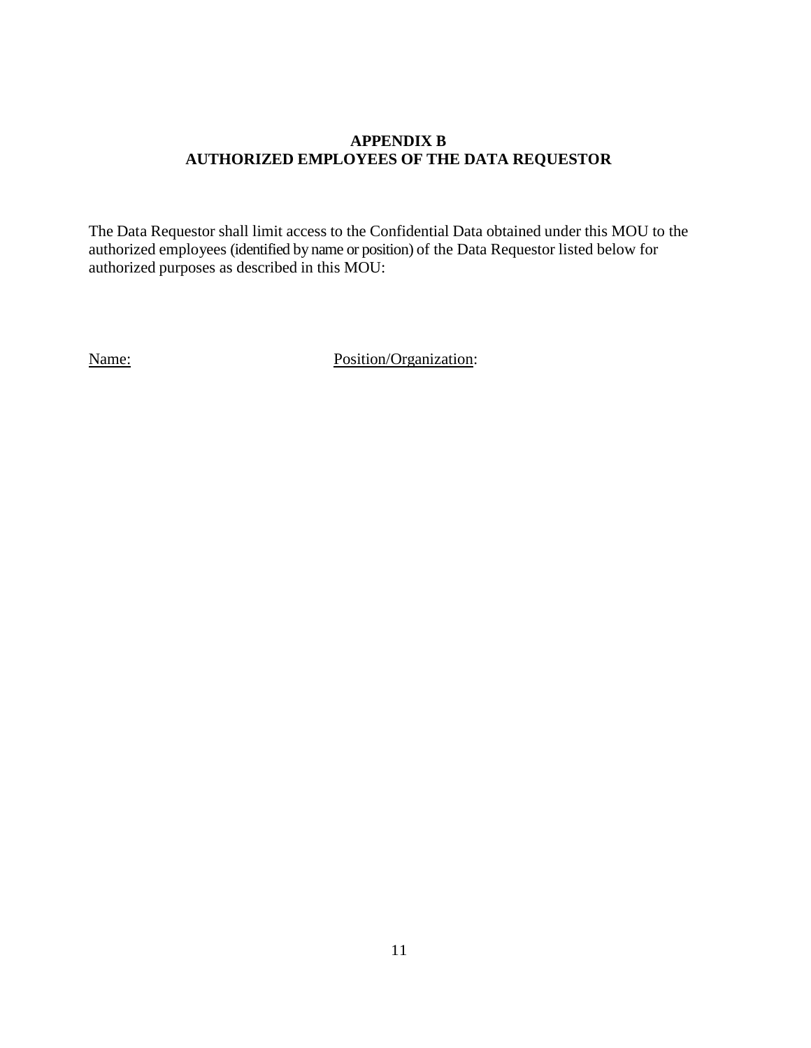## APPENDIX B
## AUTHORIZED EMPLOYEES OF THE DATA REQUESTOR

The Data Requestor shall limit access to the Confidential Data obtained under this MOU to the authorized employees (identified by name or position) of the Data Requestor listed below for authorized purposes as described in this MOU:

| Name: | Position/Organization: |
| --- | --- |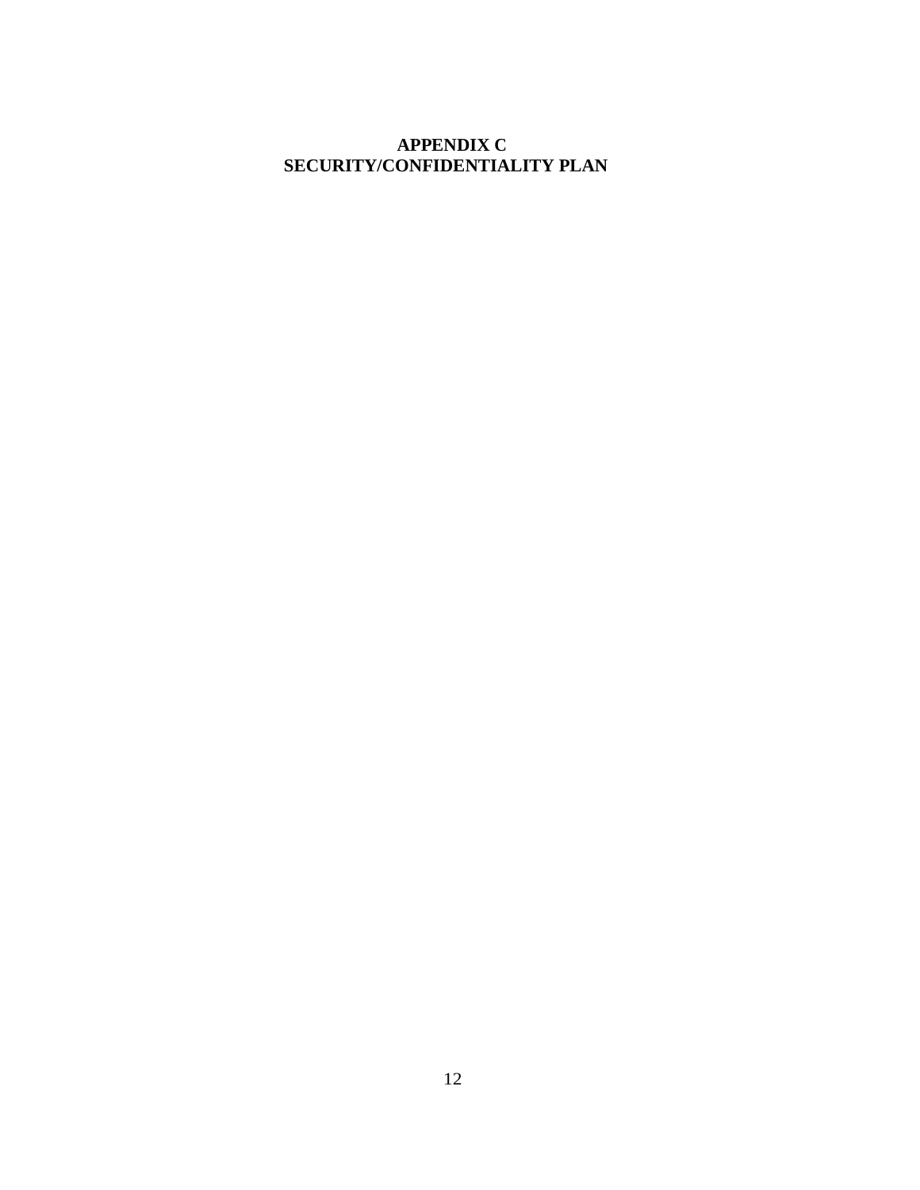# APPENDIX C
# SECURITY/CONFIDENTIALITY PLAN